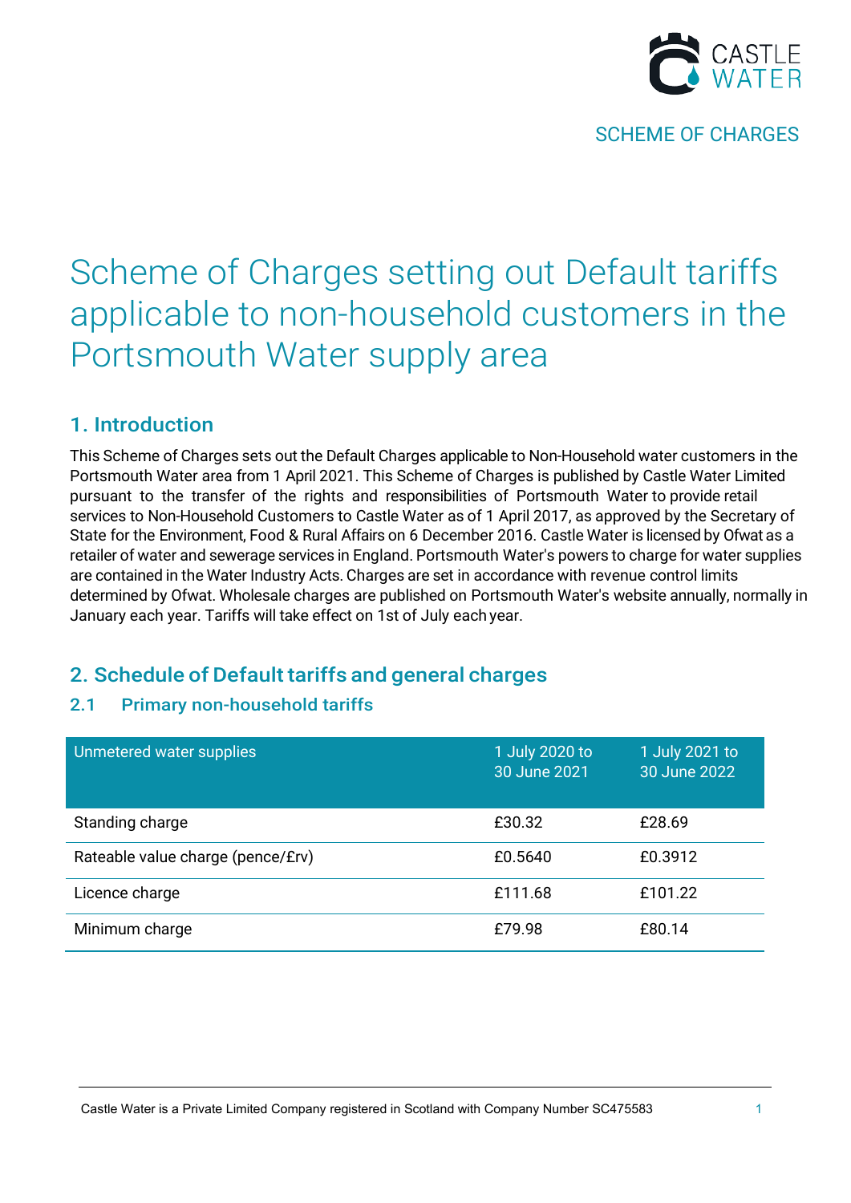CASTLE WATER

SCHEME OF CHARGES

# Scheme of Charges setting out Default tariffs applicable to non-household customers in the Portsmouth Water supply area

## 1. Introduction

This Scheme of Charges sets out the Default Charges applicable to Non-Household water customers in the Portsmouth Water area from 1 April 2021. This Scheme of Charges is published by Castle Water Limited pursuant to the transfer of the rights and responsibilities of Portsmouth Water to provide retail services to Non-Household Customers to Castle Water as of 1 April 2017, as approved by the Secretary of State for the Environment, Food & Rural Affairs on 6 December 2016. Castle Water is licensed by Ofwat as a retailer of water and sewerage services in England. Portsmouth Water's powers to charge for water supplies are contained in the Water Industry Acts. Charges are set in accordance with revenue control limits determined by Ofwat. Wholesale charges are published on Portsmouth Water's website annually, normally in January each year. Tariffs will take effect on 1st of July each year.

## 2. Schedule of Default tariffs and general charges

### 2.1 Primary non-household tariffs

| Unmetered water supplies | 1 July 2020 to 30 June 2021 | 1 July 2021 to 30 June 2022 |
|---|---|---|
| Standing charge | £30.32 | £28.69 |
| Rateable value charge (pence/£rv) | £0.5640 | £0.3912 |
| Licence charge | £111.68 | £101.22 |
| Minimum charge | £79.98 | £80.14 |

Castle Water is a Private Limited Company registered in Scotland with Company Number SC475583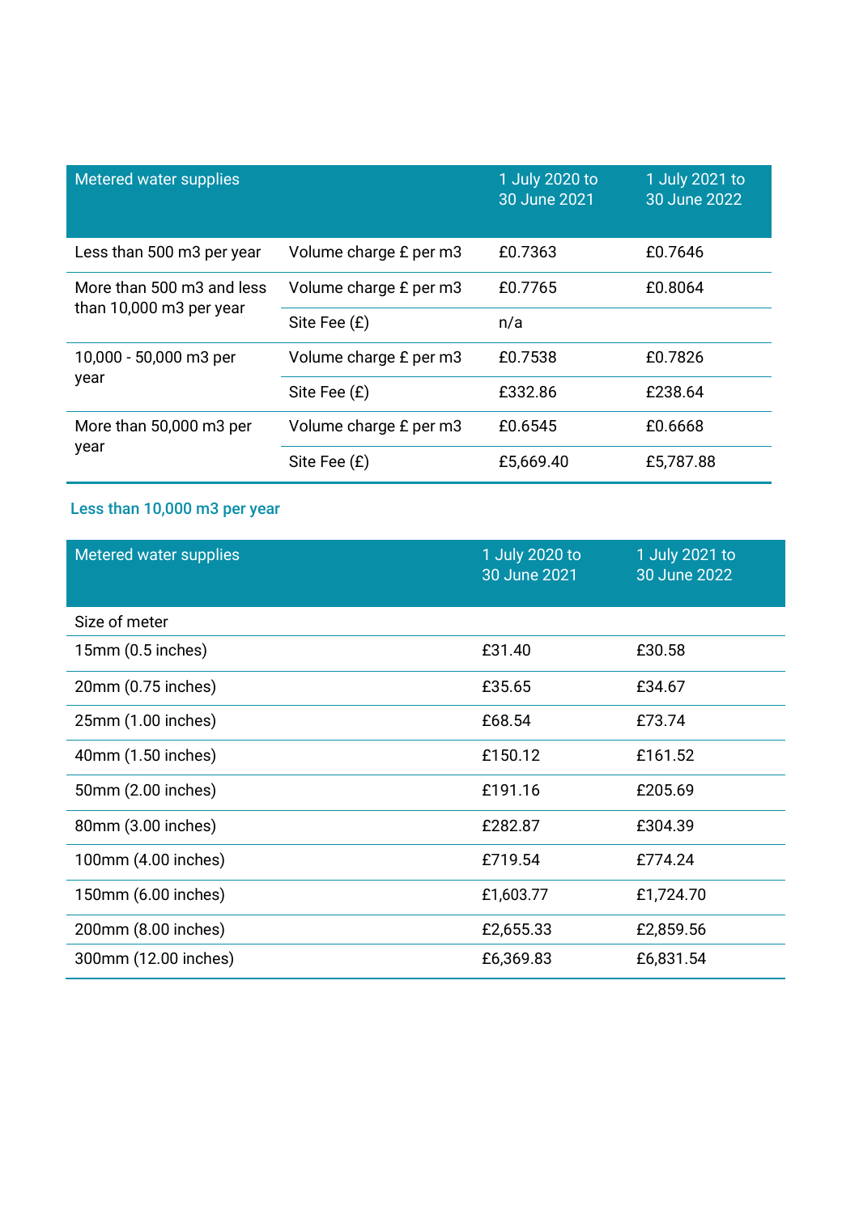| Metered water supplies | | 1 July 2020 to 30 June 2021 | 1 July 2021 to 30 June 2022 |
|---|---|---|---|
| Less than 500 m3 per year | Volume charge £ per m3 | £0.7363 | £0.7646 |
| More than 500 m3 and less than 10,000 m3 per year | Volume charge £ per m3 | £0.7765 | £0.8064 |
| | Site Fee (£) | n/a | |
| 10,000 - 50,000 m3 per year | Volume charge £ per m3 | £0.7538 | £0.7826 |
| | Site Fee (£) | £332.86 | £238.64 |
| More than 50,000 m3 per year | Volume charge £ per m3 | £0.6545 | £0.6668 |
| | Site Fee (£) | £5,669.40 | £5,787.88 |

### Less than 10,000 m3 per year

| Metered water supplies | 1 July 2020 to 30 June 2021 | 1 July 2021 to 30 June 2022 |
|---|---|---|
| Size of meter | | |
| 15mm (0.5 inches) | £31.40 | £30.58 |
| 20mm (0.75 inches) | £35.65 | £34.67 |
| 25mm (1.00 inches) | £68.54 | £73.74 |
| 40mm (1.50 inches) | £150.12 | £161.52 |
| 50mm (2.00 inches) | £191.16 | £205.69 |
| 80mm (3.00 inches) | £282.87 | £304.39 |
| 100mm (4.00 inches) | £719.54 | £774.24 |
| 150mm (6.00 inches) | £1,603.77 | £1,724.70 |
| 200mm (8.00 inches) | £2,655.33 | £2,859.56 |
| 300mm (12.00 inches) | £6,369.83 | £6,831.54 |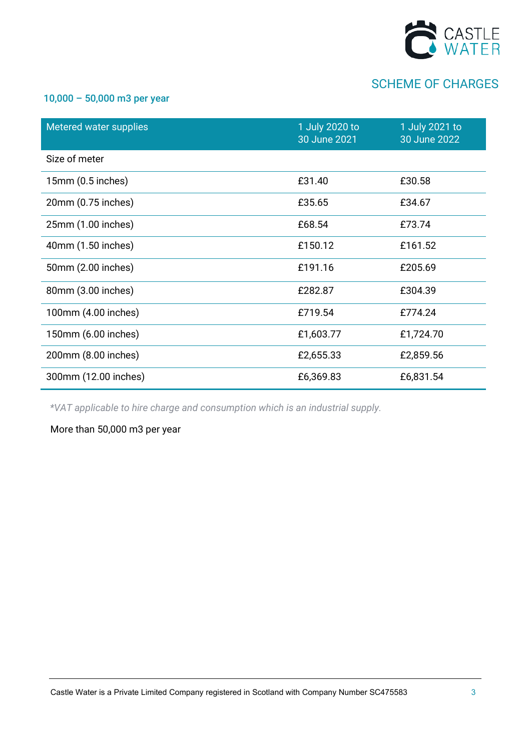## SCHEME OF CHARGES

### 10,000 – 50,000 m3 per year

| Metered water supplies | 1 July 2020 to 30 June 2021 | 1 July 2021 to 30 June 2022 |
|---|---|---|
| Size of meter | | |
| 15mm (0.5 inches) | £31.40 | £30.58 |
| 20mm (0.75 inches) | £35.65 | £34.67 |
| 25mm (1.00 inches) | £68.54 | £73.74 |
| 40mm (1.50 inches) | £150.12 | £161.52 |
| 50mm (2.00 inches) | £191.16 | £205.69 |
| 80mm (3.00 inches) | £282.87 | £304.39 |
| 100mm (4.00 inches) | £719.54 | £774.24 |
| 150mm (6.00 inches) | £1,603.77 | £1,724.70 |
| 200mm (8.00 inches) | £2,655.33 | £2,859.56 |
| 300mm (12.00 inches) | £6,369.83 | £6,831.54 |

*\*VAT applicable to hire charge and consumption which is an industrial supply.*

More than 50,000 m3 per year

Castle Water is a Private Limited Company registered in Scotland with Company Number SC475583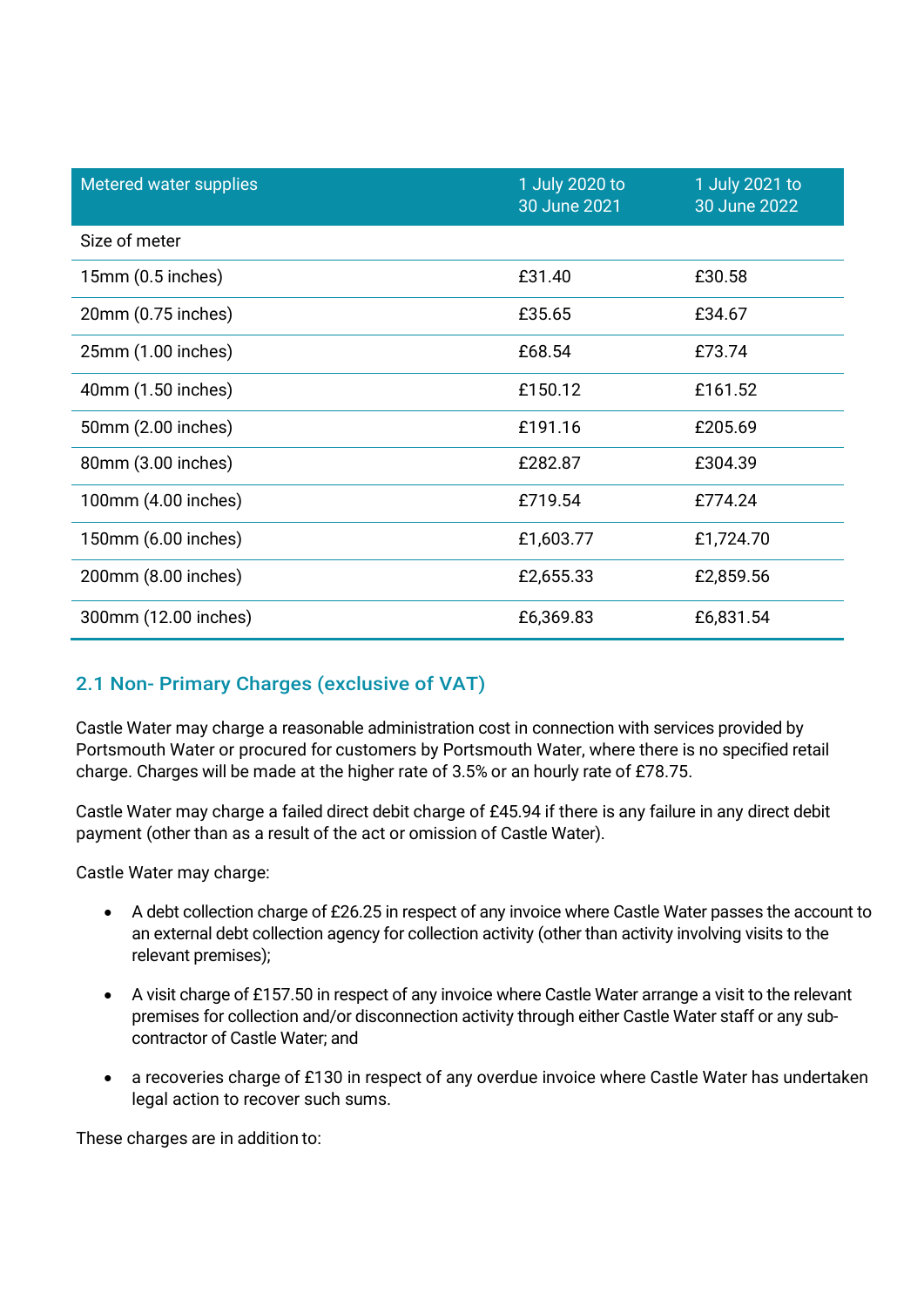| Metered water supplies | 1 July 2020 to 30 June 2021 | 1 July 2021 to 30 June 2022 |
|---|---|---|
| Size of meter | | |
| 15mm (0.5 inches) | £31.40 | £30.58 |
| 20mm (0.75 inches) | £35.65 | £34.67 |
| 25mm (1.00 inches) | £68.54 | £73.74 |
| 40mm (1.50 inches) | £150.12 | £161.52 |
| 50mm (2.00 inches) | £191.16 | £205.69 |
| 80mm (3.00 inches) | £282.87 | £304.39 |
| 100mm (4.00 inches) | £719.54 | £774.24 |
| 150mm (6.00 inches) | £1,603.77 | £1,724.70 |
| 200mm (8.00 inches) | £2,655.33 | £2,859.56 |
| 300mm (12.00 inches) | £6,369.83 | £6,831.54 |

## 2.1 Non- Primary Charges (exclusive of VAT)

Castle Water may charge a reasonable administration cost in connection with services provided by Portsmouth Water or procured for customers by Portsmouth Water, where there is no specified retail charge. Charges will be made at the higher rate of 3.5% or an hourly rate of £78.75.

Castle Water may charge a failed direct debit charge of £45.94 if there is any failure in any direct debit payment (other than as a result of the act or omission of Castle Water).

Castle Water may charge:

- A debt collection charge of £26.25 in respect of any invoice where Castle Water passes the account to an external debt collection agency for collection activity (other than activity involving visits to the relevant premises);
- A visit charge of £157.50 in respect of any invoice where Castle Water arrange a visit to the relevant premises for collection and/or disconnection activity through either Castle Water staff or any sub-contractor of Castle Water; and
- a recoveries charge of £130 in respect of any overdue invoice where Castle Water has undertaken legal action to recover such sums.

These charges are in addition to: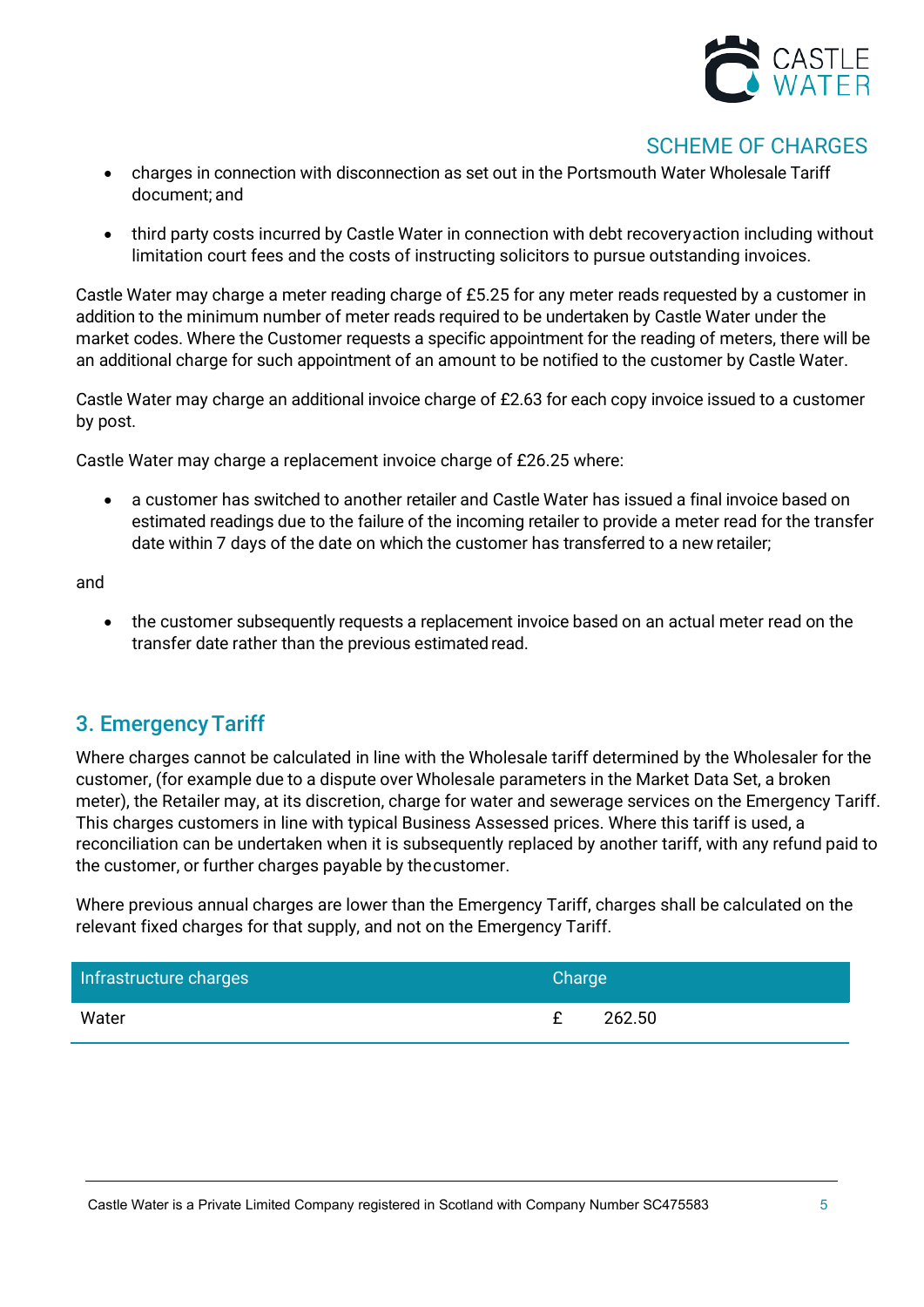- charges in connection with disconnection as set out in the Portsmouth Water Wholesale Tariff document; and
- third party costs incurred by Castle Water in connection with debt recovery action including without limitation court fees and the costs of instructing solicitors to pursue outstanding invoices.

Castle Water may charge a meter reading charge of £5.25 for any meter reads requested by a customer in addition to the minimum number of meter reads required to be undertaken by Castle Water under the market codes. Where the Customer requests a specific appointment for the reading of meters, there will be an additional charge for such appointment of an amount to be notified to the customer by Castle Water.

Castle Water may charge an additional invoice charge of £2.63 for each copy invoice issued to a customer by post.

Castle Water may charge a replacement invoice charge of £26.25 where:

- a customer has switched to another retailer and Castle Water has issued a final invoice based on estimated readings due to the failure of the incoming retailer to provide a meter read for the transfer date within 7 days of the date on which the customer has transferred to a new retailer;

and

- the customer subsequently requests a replacement invoice based on an actual meter read on the transfer date rather than the previous estimated read.

## 3. Emergency Tariff

Where charges cannot be calculated in line with the Wholesale tariff determined by the Wholesaler for the customer, (for example due to a dispute over Wholesale parameters in the Market Data Set, a broken meter), the Retailer may, at its discretion, charge for water and sewerage services on the Emergency Tariff. This charges customers in line with typical Business Assessed prices. Where this tariff is used, a reconciliation can be undertaken when it is subsequently replaced by another tariff, with any refund paid to the customer, or further charges payable by the customer.

Where previous annual charges are lower than the Emergency Tariff, charges shall be calculated on the relevant fixed charges for that supply, and not on the Emergency Tariff.

| Infrastructure charges | Charge |
|---|---|
| Water | £ 262.50 |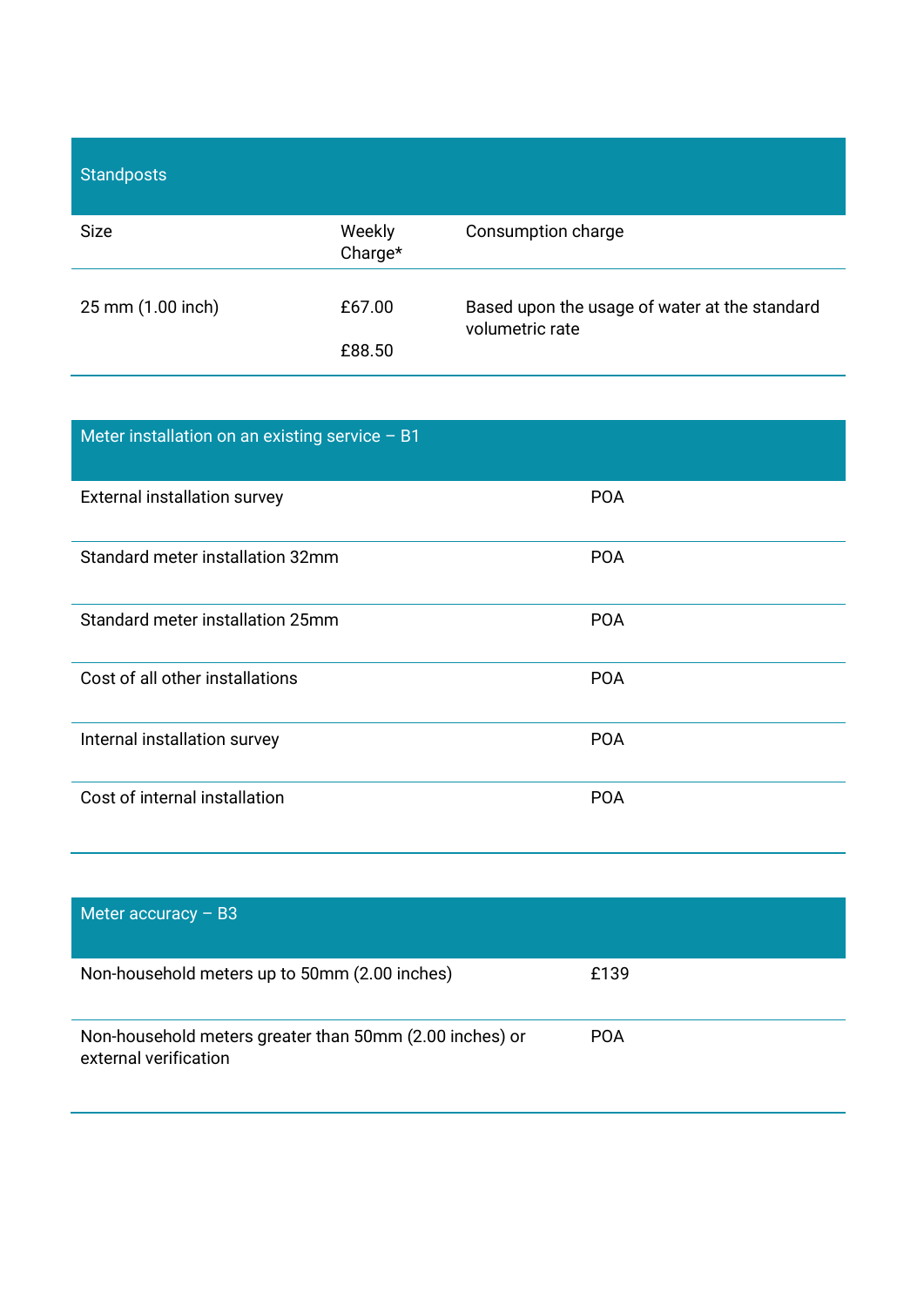| Standposts | | |
| --- | --- | --- |
| Size | Weekly Charge* | Consumption charge |
| 25 mm (1.00 inch) | £67.00<br><br>£88.50 | Based upon the usage of water at the standard volumetric rate |

| Meter installation on an existing service – B1 | |
| --- | --- |
| External installation survey | POA |
| Standard meter installation 32mm | POA |
| Standard meter installation 25mm | POA |
| Cost of all other installations | POA |
| Internal installation survey | POA |
| Cost of internal installation | POA |

| Meter accuracy – B3 | |
| --- | --- |
| Non-household meters up to 50mm (2.00 inches) | £139 |
| Non-household meters greater than 50mm (2.00 inches) or external verification | POA |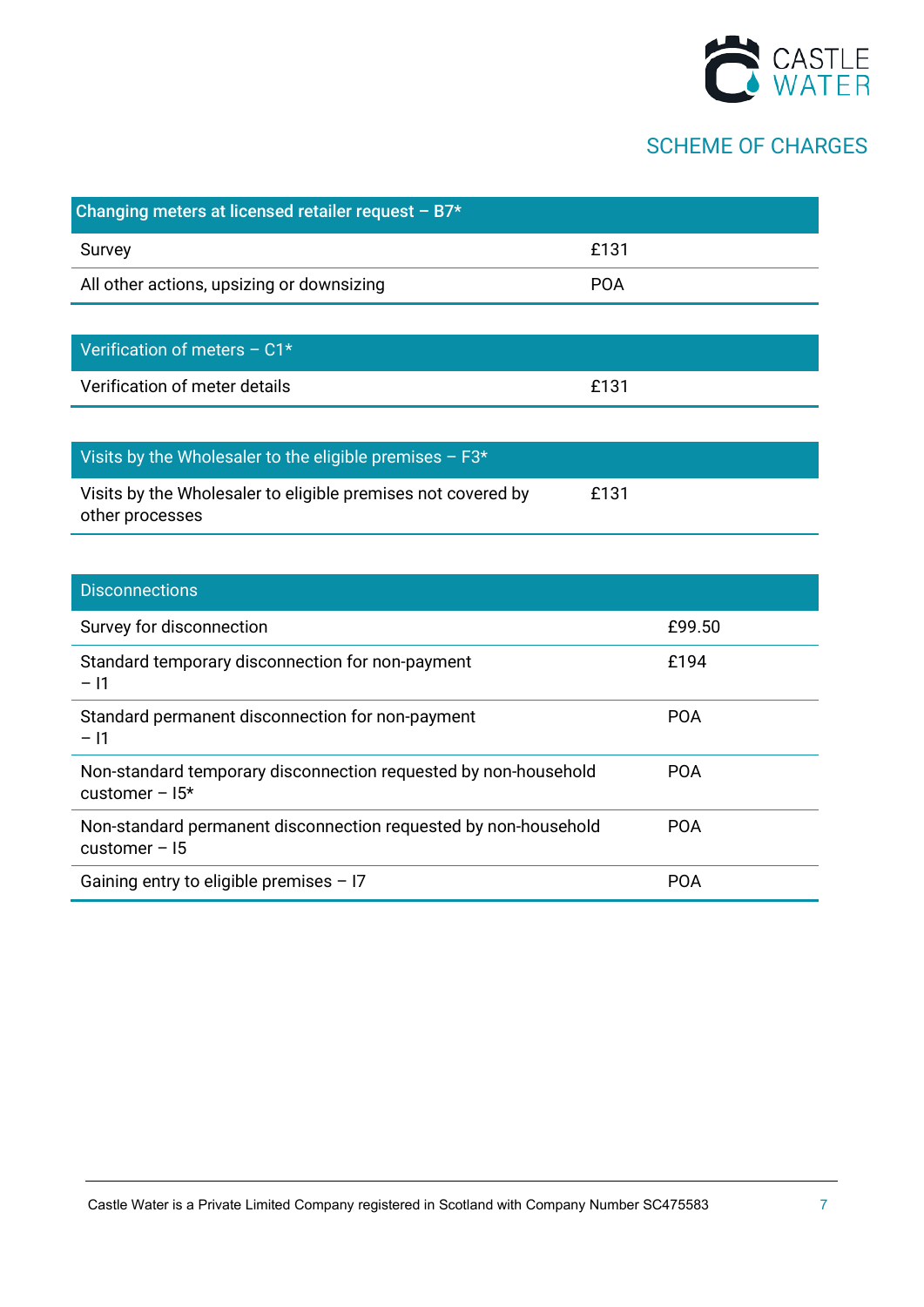## SCHEME OF CHARGES

| Changing meters at licensed retailer request – B7* | |
|---|---|
| Survey | £131 |
| All other actions, upsizing or downsizing | POA |

| Verification of meters – C1* | |
|---|---|
| Verification of meter details | £131 |

| Visits by the Wholesaler to the eligible premises – F3* | |
|---|---|
| Visits by the Wholesaler to eligible premises not covered by other processes | £131 |

| Disconnections | |
|---|---|
| Survey for disconnection | £99.50 |
| Standard temporary disconnection for non-payment – I1 | £194 |
| Standard permanent disconnection for non-payment – I1 | POA |
| Non-standard temporary disconnection requested by non-household customer – I5* | POA |
| Non-standard permanent disconnection requested by non-household customer – I5 | POA |
| Gaining entry to eligible premises – I7 | POA |

Castle Water is a Private Limited Company registered in Scotland with Company Number SC475583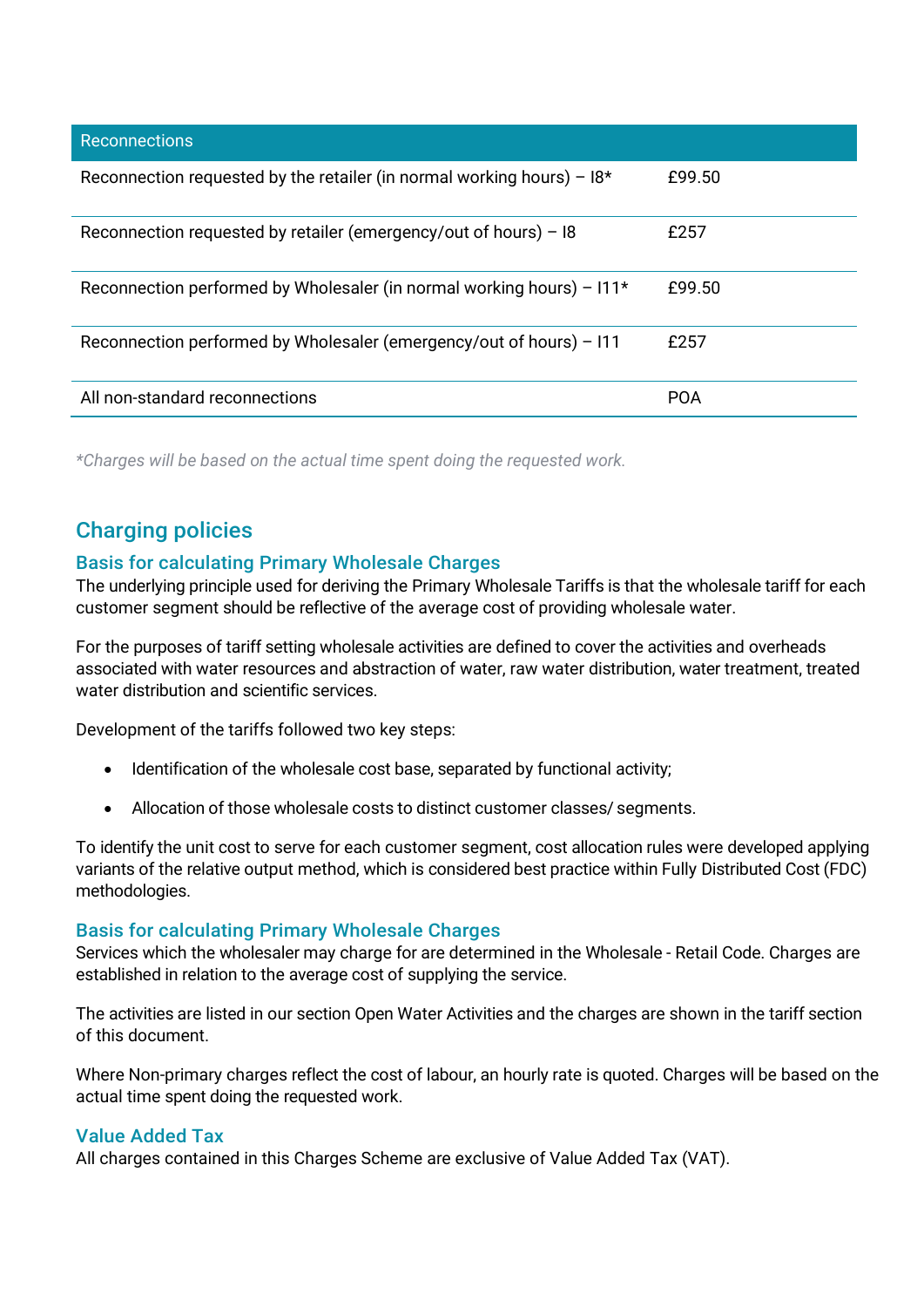| Reconnections | |
|---|---|
| Reconnection requested by the retailer (in normal working hours) – I8* | £99.50 |
| Reconnection requested by retailer (emergency/out of hours) – I8 | £257 |
| Reconnection performed by Wholesaler (in normal working hours) – I11* | £99.50 |
| Reconnection performed by Wholesaler (emergency/out of hours) – I11 | £257 |
| All non-standard reconnections | POA |

*\*Charges will be based on the actual time spent doing the requested work.*

## Charging policies

### Basis for calculating Primary Wholesale Charges

The underlying principle used for deriving the Primary Wholesale Tariffs is that the wholesale tariff for each customer segment should be reflective of the average cost of providing wholesale water.

For the purposes of tariff setting wholesale activities are defined to cover the activities and overheads associated with water resources and abstraction of water, raw water distribution, water treatment, treated water distribution and scientific services.

Development of the tariffs followed two key steps:

- Identification of the wholesale cost base, separated by functional activity;
- Allocation of those wholesale costs to distinct customer classes/ segments.

To identify the unit cost to serve for each customer segment, cost allocation rules were developed applying variants of the relative output method, which is considered best practice within Fully Distributed Cost (FDC) methodologies.

### Basis for calculating Primary Wholesale Charges

Services which the wholesaler may charge for are determined in the Wholesale - Retail Code. Charges are established in relation to the average cost of supplying the service.

The activities are listed in our section Open Water Activities and the charges are shown in the tariff section of this document.

Where Non-primary charges reflect the cost of labour, an hourly rate is quoted. Charges will be based on the actual time spent doing the requested work.

### Value Added Tax

All charges contained in this Charges Scheme are exclusive of Value Added Tax (VAT).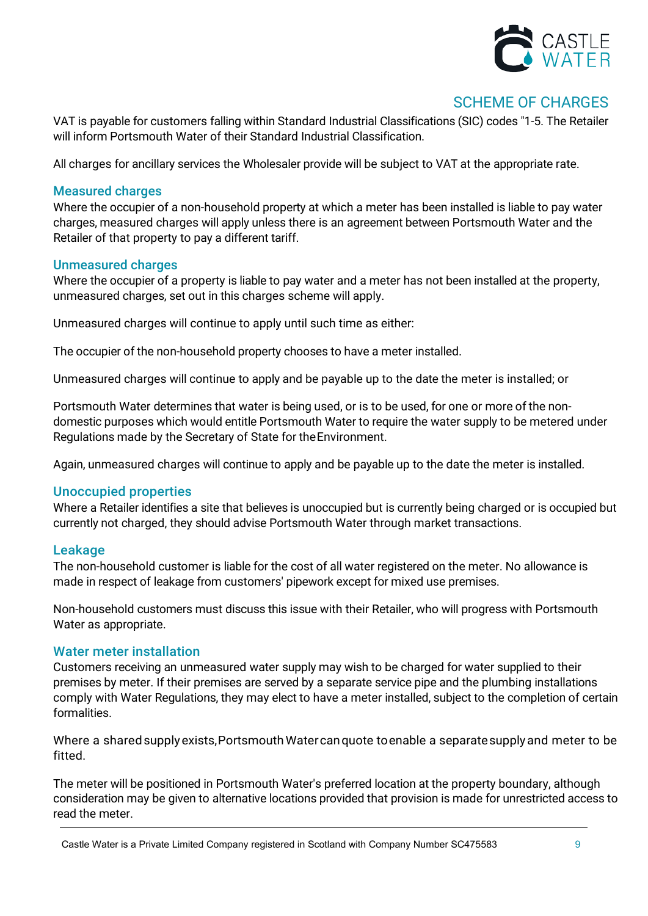## SCHEME OF CHARGES

VAT is payable for customers falling within Standard Industrial Classifications (SIC) codes "1-5. The Retailer will inform Portsmouth Water of their Standard Industrial Classification.

All charges for ancillary services the Wholesaler provide will be subject to VAT at the appropriate rate.

### Measured charges

Where the occupier of a non-household property at which a meter has been installed is liable to pay water charges, measured charges will apply unless there is an agreement between Portsmouth Water and the Retailer of that property to pay a different tariff.

### Unmeasured charges

Where the occupier of a property is liable to pay water and a meter has not been installed at the property, unmeasured charges, set out in this charges scheme will apply.

Unmeasured charges will continue to apply until such time as either:

The occupier of the non-household property chooses to have a meter installed.

Unmeasured charges will continue to apply and be payable up to the date the meter is installed; or

Portsmouth Water determines that water is being used, or is to be used, for one or more of the non-domestic purposes which would entitle Portsmouth Water to require the water supply to be metered under Regulations made by the Secretary of State for the Environment.

Again, unmeasured charges will continue to apply and be payable up to the date the meter is installed.

### Unoccupied properties

Where a Retailer identifies a site that believes is unoccupied but is currently being charged or is occupied but currently not charged, they should advise Portsmouth Water through market transactions.

### Leakage

The non-household customer is liable for the cost of all water registered on the meter. No allowance is made in respect of leakage from customers' pipework except for mixed use premises.

Non-household customers must discuss this issue with their Retailer, who will progress with Portsmouth Water as appropriate.

### Water meter installation

Customers receiving an unmeasured water supply may wish to be charged for water supplied to their premises by meter. If their premises are served by a separate service pipe and the plumbing installations comply with Water Regulations, they may elect to have a meter installed, subject to the completion of certain formalities.

Where a shared supply exists, Portsmouth Water can quote to enable a separate supply and meter to be fitted.

The meter will be positioned in Portsmouth Water's preferred location at the property boundary, although consideration may be given to alternative locations provided that provision is made for unrestricted access to read the meter.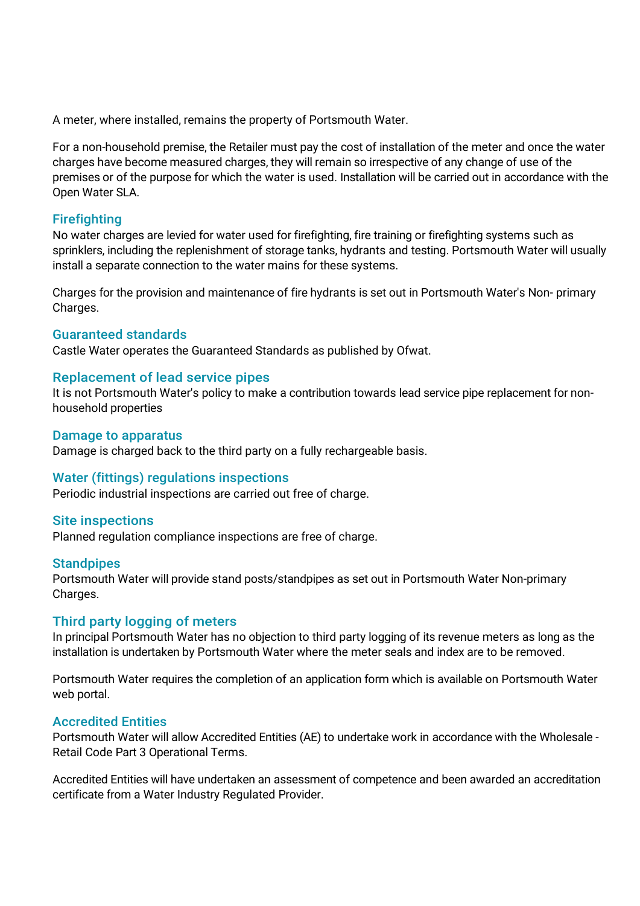A meter, where installed, remains the property of Portsmouth Water.

For a non-household premise, the Retailer must pay the cost of installation of the meter and once the water charges have become measured charges, they will remain so irrespective of any change of use of the premises or of the purpose for which the water is used. Installation will be carried out in accordance with the Open Water SLA.

### Firefighting

No water charges are levied for water used for firefighting, fire training or firefighting systems such as sprinklers, including the replenishment of storage tanks, hydrants and testing. Portsmouth Water will usually install a separate connection to the water mains for these systems.

Charges for the provision and maintenance of fire hydrants is set out in Portsmouth Water's Non- primary Charges.

### Guaranteed standards

Castle Water operates the Guaranteed Standards as published by Ofwat.

### Replacement of lead service pipes

It is not Portsmouth Water's policy to make a contribution towards lead service pipe replacement for non-household properties

### Damage to apparatus

Damage is charged back to the third party on a fully rechargeable basis.

### Water (fittings) regulations inspections

Periodic industrial inspections are carried out free of charge.

### Site inspections

Planned regulation compliance inspections are free of charge.

### Standpipes

Portsmouth Water will provide stand posts/standpipes as set out in Portsmouth Water Non-primary Charges.

### Third party logging of meters

In principal Portsmouth Water has no objection to third party logging of its revenue meters as long as the installation is undertaken by Portsmouth Water where the meter seals and index are to be removed.

Portsmouth Water requires the completion of an application form which is available on Portsmouth Water web portal.

### Accredited Entities

Portsmouth Water will allow Accredited Entities (AE) to undertake work in accordance with the Wholesale - Retail Code Part 3 Operational Terms.

Accredited Entities will have undertaken an assessment of competence and been awarded an accreditation certificate from a Water Industry Regulated Provider.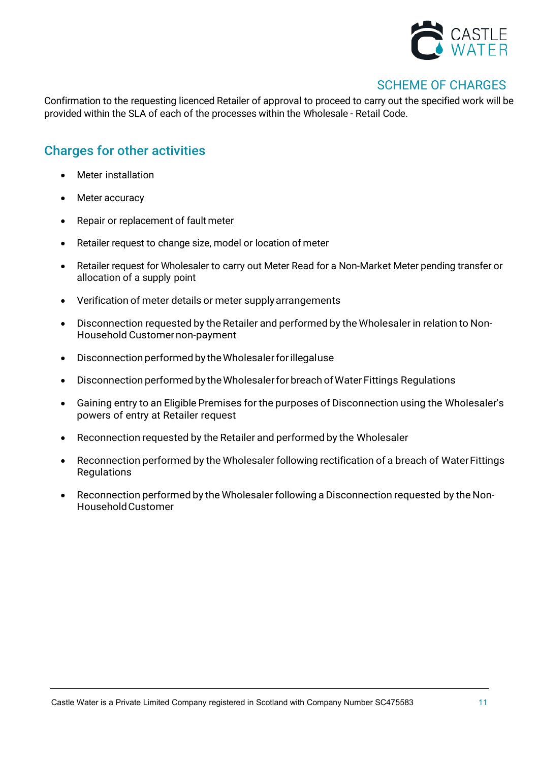Confirmation to the requesting licenced Retailer of approval to proceed to carry out the specified work will be provided within the SLA of each of the processes within the Wholesale - Retail Code.

## Charges for other activities

- Meter installation
- Meter accuracy
- Repair or replacement of fault meter
- Retailer request to change size, model or location of meter
- Retailer request for Wholesaler to carry out Meter Read for a Non-Market Meter pending transfer or allocation of a supply point
- Verification of meter details or meter supply arrangements
- Disconnection requested by the Retailer and performed by the Wholesaler in relation to Non-Household Customer non-payment
- Disconnection performed by the Wholesaler for illegal use
- Disconnection performed by the Wholesaler for breach of Water Fittings Regulations
- Gaining entry to an Eligible Premises for the purposes of Disconnection using the Wholesaler's powers of entry at Retailer request
- Reconnection requested by the Retailer and performed by the Wholesaler
- Reconnection performed by the Wholesaler following rectification of a breach of Water Fittings Regulations
- Reconnection performed by the Wholesaler following a Disconnection requested by the Non-Household Customer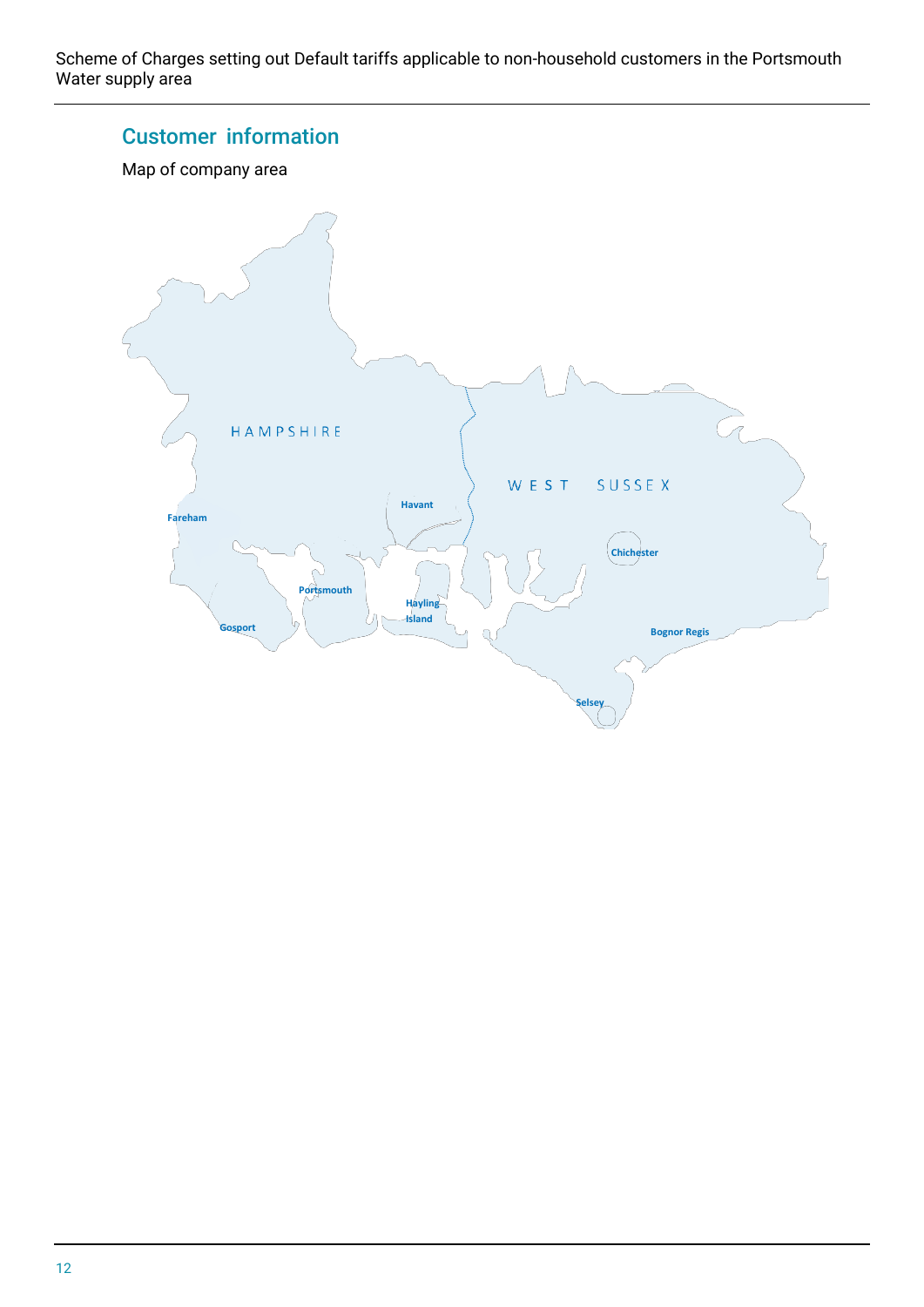## Customer information

Map of company area

HAMPSHIRE
WEST SUSSEX
Fareham
Havant
Chichester
Portsmouth
Hayling Island
Gosport
Bognor Regis
Selsey